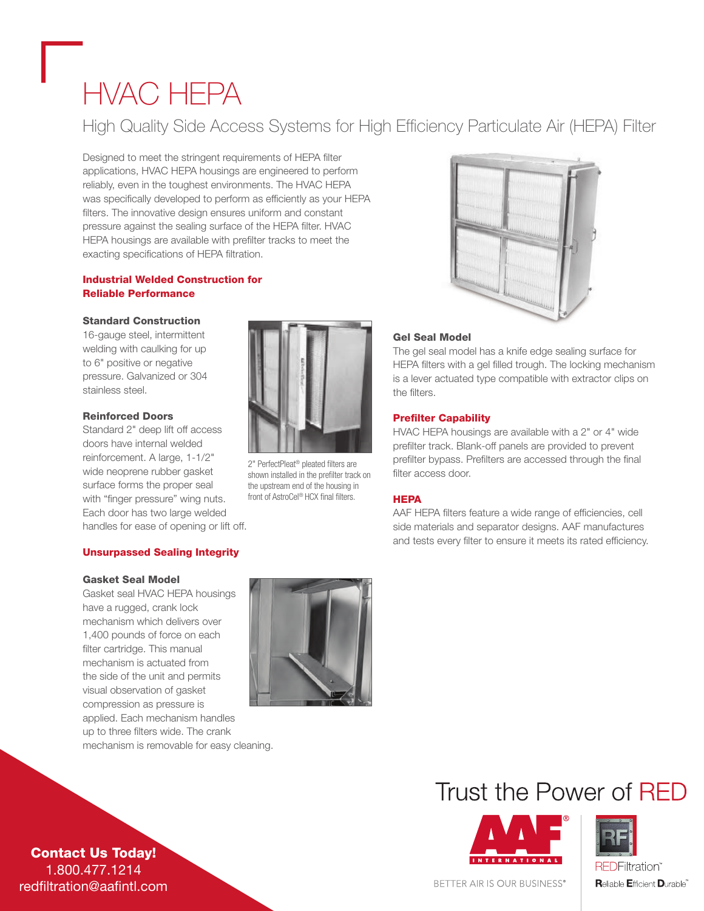# HVAC HEPA

## High Quality Side Access Systems for High Efficiency Particulate Air (HEPA) Filter

Designed to meet the stringent requirements of HEPA filter applications, HVAC HEPA housings are engineered to perform reliably, even in the toughest environments. The HVAC HEPA was specifically developed to perform as efficiently as your HEPA filters. The innovative design ensures uniform and constant pressure against the sealing surface of the HEPA filter. HVAC HEPA housings are available with prefilter tracks to meet the exacting specifications of HEPA filtration.

### Industrial Welded Construction for Reliable Performance

**Standard Construction**

16-gauge steel, intermittent welding with caulking for up to 6" positive or negative pressure. Galvanized or 304 stainless steel.

**Reinforced Doors**

Standard 2" deep lift off access doors have internal welded reinforcement. A large, 1-1/2" wide neoprene rubber gasket surface forms the proper seal with “finger pressure” wing nuts. Each door has two large welded handles for ease of opening or lift off.

2" PerfectPleat® pleated filters are shown installed in the prefilter track on the upstream end of the housing in front of AstroCel® HCX final filters.

### Unsurpassed Sealing Integrity

**Gasket Seal Model**

Gasket seal HVAC HEPA housings have a rugged, crank lock mechanism which delivers over 1,400 pounds of force on each filter cartridge. This manual mechanism is actuated from the side of the unit and permits visual observation of gasket compression as pressure is applied. Each mechanism handles up to three filters wide. The crank mechanism is removable for easy cleaning.

**Gel Seal Model**

The gel seal model has a knife edge sealing surface for HEPA filters with a gel filled trough. The locking mechanism is a lever actuated type compatible with extractor clips on the filters.

### Prefilter Capability

HVAC HEPA housings are available with a 2" or 4" wide prefilter track. Blank-off panels are provided to prevent prefilter bypass. Prefilters are accessed through the final filter access door.

### HEPA

AAF HEPA filters feature a wide range of efficiencies, cell side materials and separator designs. AAF manufactures and tests every filter to ensure it meets its rated efficiency.

**Contact Us Today!**
1.800.477.1214
redfiltration@aafintl.com

Trust the Power of RED

AAF® INTERNATIONAL
BETTER AIR IS OUR BUSINESS®

REDFiltration™
Reliable Efficient Durable™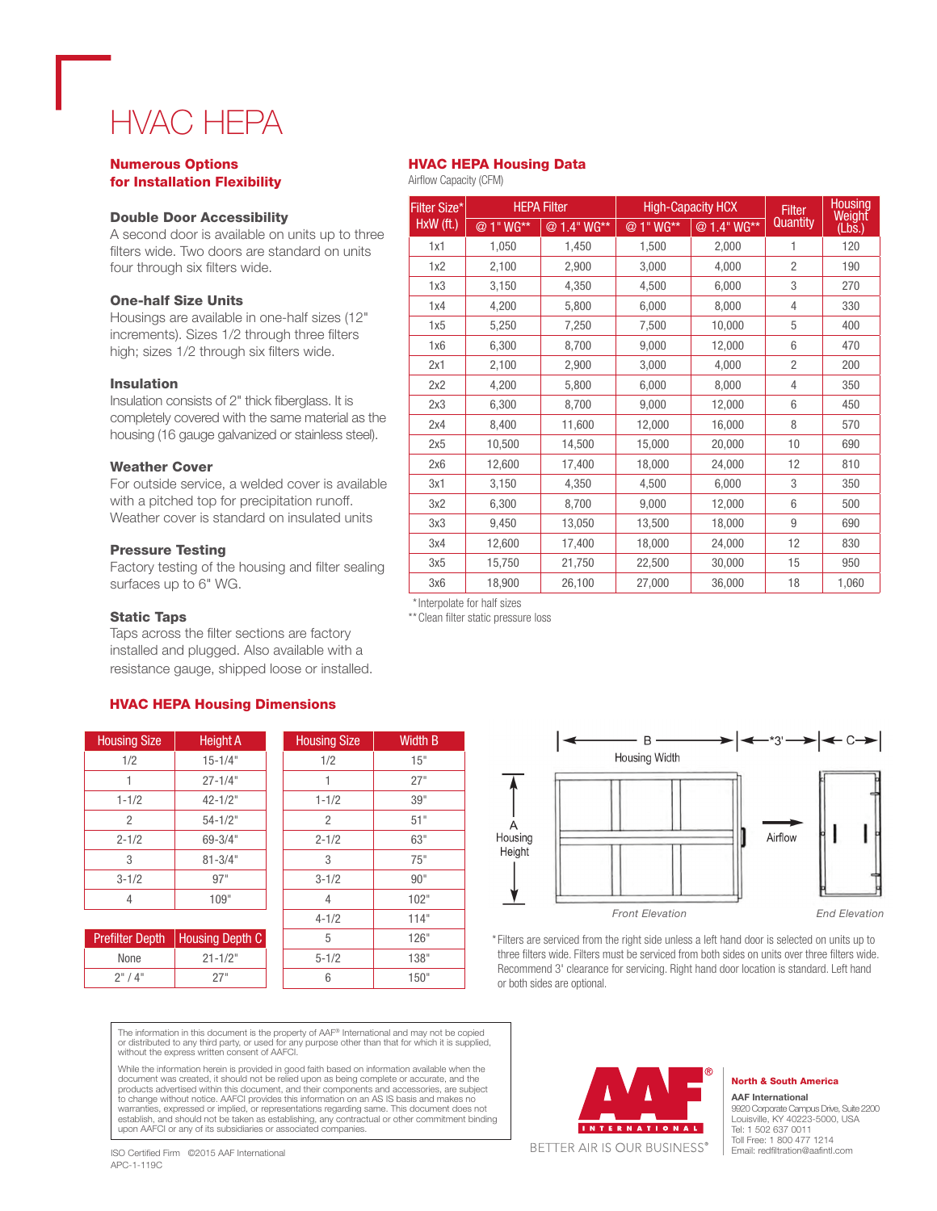# HVAC HEPA

## Numerous Options for Installation Flexibility

### Double Door Accessibility

A second door is available on units up to three filters wide. Two doors are standard on units four through six filters wide.

### One-half Size Units

Housings are available in one-half sizes (12" increments). Sizes 1/2 through three filters high; sizes 1/2 through six filters wide.

### Insulation

Insulation consists of 2" thick fiberglass. It is completely covered with the same material as the housing (16 gauge galvanized or stainless steel).

### Weather Cover

For outside service, a welded cover is available with a pitched top for precipitation runoff. Weather cover is standard on insulated units

### Pressure Testing

Factory testing of the housing and filter sealing surfaces up to 6" WG.

### Static Taps

Taps across the filter sections are factory installed and plugged. Also available with a resistance gauge, shipped loose or installed.

## HVAC HEPA Housing Data

Airflow Capacity (CFM)

| Filter Size* HxW (ft.) | HEPA Filter | | High-Capacity HCX | | Filter Quantity | Housing Weight (Lbs.) |
|---|---|---|---|---|---|---|
| | @ 1" WG** | @ 1.4" WG** | @ 1" WG** | @ 1.4" WG** | | |
| 1x1 | 1,050 | 1,450 | 1,500 | 2,000 | 1 | 120 |
| 1x2 | 2,100 | 2,900 | 3,000 | 4,000 | 2 | 190 |
| 1x3 | 3,150 | 4,350 | 4,500 | 6,000 | 3 | 270 |
| 1x4 | 4,200 | 5,800 | 6,000 | 8,000 | 4 | 330 |
| 1x5 | 5,250 | 7,250 | 7,500 | 10,000 | 5 | 400 |
| 1x6 | 6,300 | 8,700 | 9,000 | 12,000 | 6 | 470 |
| 2x1 | 2,100 | 2,900 | 3,000 | 4,000 | 2 | 200 |
| 2x2 | 4,200 | 5,800 | 6,000 | 8,000 | 4 | 350 |
| 2x3 | 6,300 | 8,700 | 9,000 | 12,000 | 6 | 450 |
| 2x4 | 8,400 | 11,600 | 12,000 | 16,000 | 8 | 570 |
| 2x5 | 10,500 | 14,500 | 15,000 | 20,000 | 10 | 690 |
| 2x6 | 12,600 | 17,400 | 18,000 | 24,000 | 12 | 810 |
| 3x1 | 3,150 | 4,350 | 4,500 | 6,000 | 3 | 350 |
| 3x2 | 6,300 | 8,700 | 9,000 | 12,000 | 6 | 500 |
| 3x3 | 9,450 | 13,050 | 13,500 | 18,000 | 9 | 690 |
| 3x4 | 12,600 | 17,400 | 18,000 | 24,000 | 12 | 830 |
| 3x5 | 15,750 | 21,750 | 22,500 | 30,000 | 15 | 950 |
| 3x6 | 18,900 | 26,100 | 27,000 | 36,000 | 18 | 1,060 |

*Interpolate for half sizes
**Clean filter static pressure loss

## HVAC HEPA Housing Dimensions

| Housing Size | Height A |
|---|---|
| 1/2 | 15-1/4" |
| 1 | 27-1/4" |
| 1-1/2 | 42-1/2" |
| 2 | 54-1/2" |
| 2-1/2 | 69-3/4" |
| 3 | 81-3/4" |
| 3-1/2 | 97" |
| 4 | 109" |

| Prefilter Depth | Housing Depth C |
|---|---|
| None | 21-1/2" |
| 2" / 4" | 27" |

| Housing Size | Width B |
|---|---|
| 1/2 | 15" |
| 1 | 27" |
| 1-1/2 | 39" |
| 2 | 51" |
| 2-1/2 | 63" |
| 3 | 75" |
| 3-1/2 | 90" |
| 4 | 102" |
| 4-1/2 | 114" |
| 5 | 126" |
| 5-1/2 | 138" |
| 6 | 150" |

B
Housing Width
*3'
C
A
Housing Height
Airflow
Front Elevation
End Elevation

*Filters are serviced from the right side unless a left hand door is selected on units up to three filters wide. Filters must be serviced from both sides on units over three filters wide. Recommend 3' clearance for servicing. Right hand door location is standard. Left hand or both sides are optional.

The information in this document is the property of AAF® International and may not be copied or distributed to any third party, or used for any purpose other than that for which it is supplied, without the express written consent of AAFCI.

While the information herein is provided in good faith based on information available when the document was created, it should not be relied upon as being complete or accurate, and the products advertised within this document, and their components and accessories, are subject to change without notice. AAFCI provides this information on an AS IS basis and makes no warranties, expressed or implied, or representations regarding same. This document does not establish, and should not be taken as establishing, any contractual or other commitment binding upon AAFCI or any of its subsidiaries or associated companies.

ISO Certified Firm ©2015 AAF International
APC-1-119C

AAF INTERNATIONAL
BETTER AIR IS OUR BUSINESS®

**North & South America**

**AAF International**
9920 Corporate Campus Drive, Suite 2200
Louisville, KY 40223-5000, USA
Tel: 1 502 637 0011
Toll Free: 1 800 477 1214
Email: redfiltration@aafintl.com